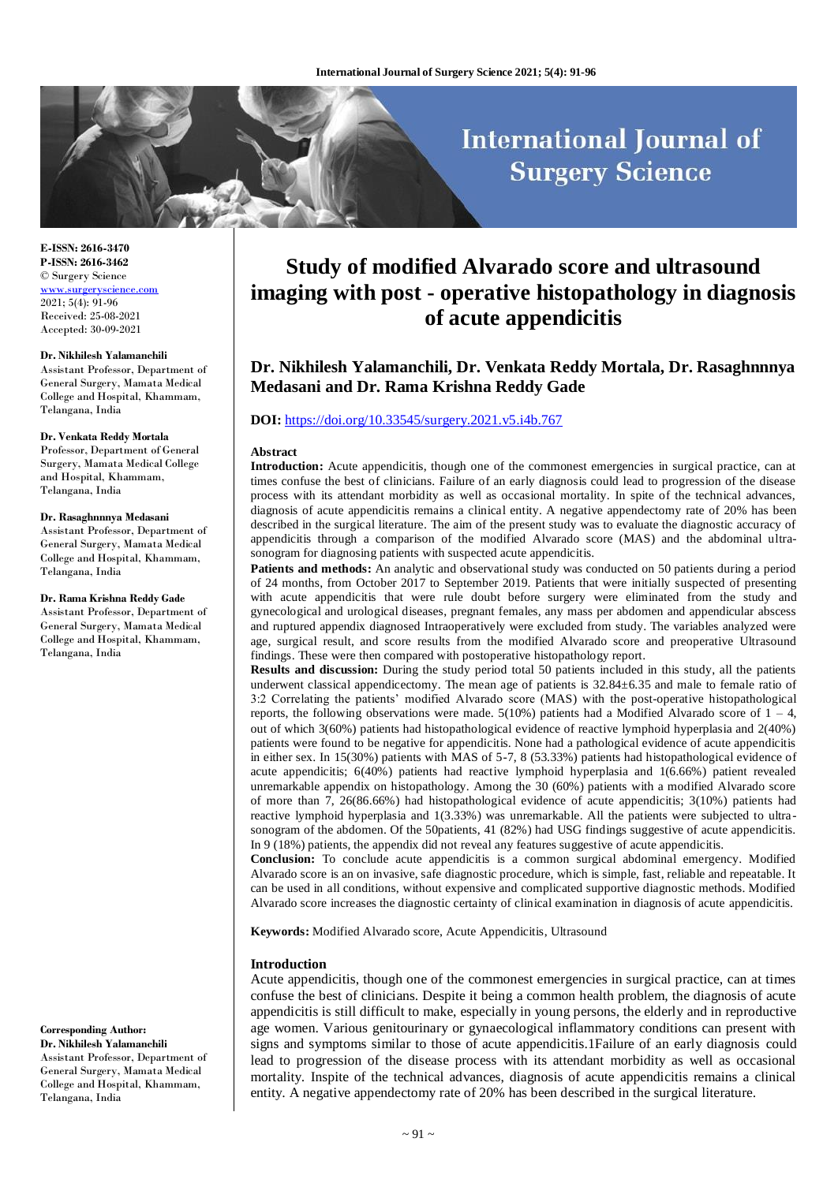E-ISSN: 2616-3470
P-ISSN: 2616-3462
© Surgery Science
www.surgeryscience.com
2021; 5(4): 91-96
Received: 25-08-2021
Accepted: 30-09-2021

**Dr. Nikhilesh Yalamanchili**
Assistant Professor, Department of General Surgery, Mamata Medical College and Hospital, Khammam, Telangana, India

**Dr. Venkata Reddy Mortala**
Professor, Department of General Surgery, Mamata Medical College and Hospital, Khammam, Telangana, India

**Dr. Rasaghnnnya Medasani**
Assistant Professor, Department of General Surgery, Mamata Medical College and Hospital, Khammam, Telangana, India

**Dr. Rama Krishna Reddy Gade**
Assistant Professor, Department of General Surgery, Mamata Medical College and Hospital, Khammam, Telangana, India

**Corresponding Author:**
**Dr. Nikhilesh Yalamanchili**
Assistant Professor, Department of General Surgery, Mamata Medical College and Hospital, Khammam, Telangana, India

# Study of modified Alvarado score and ultrasound imaging with post - operative histopathology in diagnosis of acute appendicitis

## Dr. Nikhilesh Yalamanchili, Dr. Venkata Reddy Mortala, Dr. Rasaghnnnya Medasani and Dr. Rama Krishna Reddy Gade

**DOI:** https://doi.org/10.33545/surgery.2021.v5.i4b.767

### Abstract

**Introduction:** Acute appendicitis, though one of the commonest emergencies in surgical practice, can at times confuse the best of clinicians. Failure of an early diagnosis could lead to progression of the disease process with its attendant morbidity as well as occasional mortality. In spite of the technical advances, diagnosis of acute appendicitis remains a clinical entity. A negative appendectomy rate of 20% has been described in the surgical literature. The aim of the present study was to evaluate the diagnostic accuracy of appendicitis through a comparison of the modified Alvarado score (MAS) and the abdominal ultra-sonogram for diagnosing patients with suspected acute appendicitis.

**Patients and methods:** An analytic and observational study was conducted on 50 patients during a period of 24 months, from October 2017 to September 2019. Patients that were initially suspected of presenting with acute appendicitis that were rule doubt before surgery were eliminated from the study and gynecological and urological diseases, pregnant females, any mass per abdomen and appendicular abscess and ruptured appendix diagnosed Intraoperatively were excluded from study. The variables analyzed were age, surgical result, and score results from the modified Alvarado score and preoperative Ultrasound findings. These were then compared with postoperative histopathology report.

**Results and discussion:** During the study period total 50 patients included in this study, all the patients underwent classical appendicectomy. The mean age of patients is 32.84±6.35 and male to female ratio of 3:2 Correlating the patients' modified Alvarado score (MAS) with the post-operative histopathological reports, the following observations were made. 5(10%) patients had a Modified Alvarado score of 1 – 4, out of which 3(60%) patients had histopathological evidence of reactive lymphoid hyperplasia and 2(40%) patients were found to be negative for appendicitis. None had a pathological evidence of acute appendicitis in either sex. In 15(30%) patients with MAS of 5-7, 8 (53.33%) patients had histopathological evidence of acute appendicitis; 6(40%) patients had reactive lymphoid hyperplasia and 1(6.66%) patient revealed unremarkable appendix on histopathology. Among the 30 (60%) patients with a modified Alvarado score of more than 7, 26(86.66%) had histopathological evidence of acute appendicitis; 3(10%) patients had reactive lymphoid hyperplasia and 1(3.33%) was unremarkable. All the patients were subjected to ultra-sonogram of the abdomen. Of the 50patients, 41 (82%) had USG findings suggestive of acute appendicitis. In 9 (18%) patients, the appendix did not reveal any features suggestive of acute appendicitis.

**Conclusion:** To conclude acute appendicitis is a common surgical abdominal emergency. Modified Alvarado score is an on invasive, safe diagnostic procedure, which is simple, fast, reliable and repeatable. It can be used in all conditions, without expensive and complicated supportive diagnostic methods. Modified Alvarado score increases the diagnostic certainty of clinical examination in diagnosis of acute appendicitis.

**Keywords:** Modified Alvarado score, Acute Appendicitis, Ultrasound

### Introduction

Acute appendicitis, though one of the commonest emergencies in surgical practice, can at times confuse the best of clinicians. Despite it being a common health problem, the diagnosis of acute appendicitis is still difficult to make, especially in young persons, the elderly and in reproductive age women. Various genitourinary or gynaecological inflammatory conditions can present with signs and symptoms similar to those of acute appendicitis.1Failure of an early diagnosis could lead to progression of the disease process with its attendant morbidity as well as occasional mortality. Inspite of the technical advances, diagnosis of acute appendicitis remains a clinical entity. A negative appendectomy rate of 20% has been described in the surgical literature.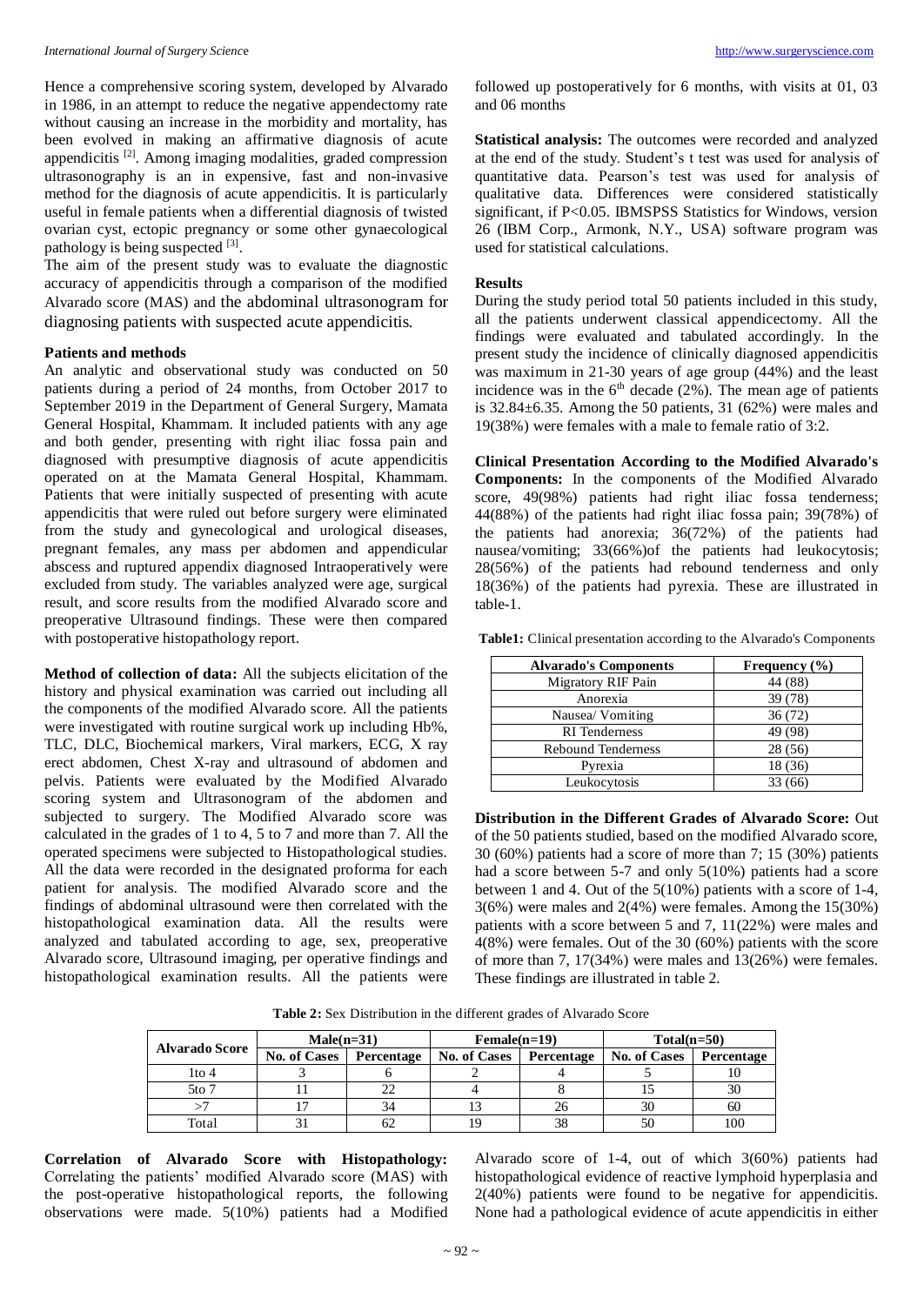Hence a comprehensive scoring system, developed by Alvarado in 1986, in an attempt to reduce the negative appendectomy rate without causing an increase in the morbidity and mortality, has been evolved in making an affirmative diagnosis of acute appendicitis [2]. Among imaging modalities, graded compression ultrasonography is an in expensive, fast and non-invasive method for the diagnosis of acute appendicitis. It is particularly useful in female patients when a differential diagnosis of twisted ovarian cyst, ectopic pregnancy or some other gynaecological pathology is being suspected [3].

The aim of the present study was to evaluate the diagnostic accuracy of appendicitis through a comparison of the modified Alvarado score (MAS) and the abdominal ultrasonogram for diagnosing patients with suspected acute appendicitis.

## Patients and methods

An analytic and observational study was conducted on 50 patients during a period of 24 months, from October 2017 to September 2019 in the Department of General Surgery, Mamata General Hospital, Khammam. It included patients with any age and both gender, presenting with right iliac fossa pain and diagnosed with presumptive diagnosis of acute appendicitis operated on at the Mamata General Hospital, Khammam. Patients that were initially suspected of presenting with acute appendicitis that were ruled out before surgery were eliminated from the study and gynecological and urological diseases, pregnant females, any mass per abdomen and appendicular abscess and ruptured appendix diagnosed Intraoperatively were excluded from study. The variables analyzed were age, surgical result, and score results from the modified Alvarado score and preoperative Ultrasound findings. These were then compared with postoperative histopathology report.

**Method of collection of data:** All the subjects elicitation of the history and physical examination was carried out including all the components of the modified Alvarado score. All the patients were investigated with routine surgical work up including Hb%, TLC, DLC, Biochemical markers, Viral markers, ECG, X ray erect abdomen, Chest X-ray and ultrasound of abdomen and pelvis. Patients were evaluated by the Modified Alvarado scoring system and Ultrasonogram of the abdomen and subjected to surgery. The Modified Alvarado score was calculated in the grades of 1 to 4, 5 to 7 and more than 7. All the operated specimens were subjected to Histopathological studies. All the data were recorded in the designated proforma for each patient for analysis. The modified Alvarado score and the findings of abdominal ultrasound were then correlated with the histopathological examination data. All the results were analyzed and tabulated according to age, sex, preoperative Alvarado score, Ultrasound imaging, per operative findings and histopathological examination results. All the patients were followed up postoperatively for 6 months, with visits at 01, 03 and 06 months

**Statistical analysis:** The outcomes were recorded and analyzed at the end of the study. Student's t test was used for analysis of quantitative data. Pearson's test was used for analysis of qualitative data. Differences were considered statistically significant, if $P<0.05$. IBMSPSS Statistics for Windows, version 26 (IBM Corp., Armonk, N.Y., USA) software program was used for statistical calculations.

## Results

During the study period total 50 patients included in this study, all the patients underwent classical appendicectomy. All the findings were evaluated and tabulated accordingly. In the present study the incidence of clinically diagnosed appendicitis was maximum in 21-30 years of age group (44%) and the least incidence was in the $6^{th}$ decade (2%). The mean age of patients is 32.84±6.35. Among the 50 patients, 31 (62%) were males and 19(38%) were females with a male to female ratio of 3:2.

**Clinical Presentation According to the Modified Alvarado's Components:** In the components of the Modified Alvarado score, 49(98%) patients had right iliac fossa tenderness; 44(88%) of the patients had right iliac fossa pain; 39(78%) of the patients had anorexia; 36(72%) of the patients had nausea/vomiting; 33(66%)of the patients had leukocytosis; 28(56%) of the patients had rebound tenderness and only 18(36%) of the patients had pyrexia. These are illustrated in table-1.

**Table1:** Clinical presentation according to the Alvarado's Components

| Alvarado's Components | Frequency (%) |
|---|---|
| Migratory RIF Pain | 44 (88) |
| Anorexia | 39 (78) |
| Nausea/ Vomiting | 36 (72) |
| RI Tenderness | 49 (98) |
| Rebound Tenderness | 28 (56) |
| Pyrexia | 18 (36) |
| Leukocytosis | 33 (66) |

**Distribution in the Different Grades of Alvarado Score:** Out of the 50 patients studied, based on the modified Alvarado score, 30 (60%) patients had a score of more than 7; 15 (30%) patients had a score between 5-7 and only 5(10%) patients had a score between 1 and 4. Out of the 5(10%) patients with a score of 1-4, 3(6%) were males and 2(4%) were females. Among the 15(30%) patients with a score between 5 and 7, 11(22%) were males and 4(8%) were females. Out of the 30 (60%) patients with the score of more than 7, 17(34%) were males and 13(26%) were females. These findings are illustrated in table 2.

**Table 2:** Sex Distribution in the different grades of Alvarado Score

| Alvarado Score | Male(n=31) | | Female(n=19) | | Total(n=50) | |
|---|---|---|---|---|---|---|
| | No. of Cases | Percentage | No. of Cases | Percentage | No. of Cases | Percentage |
| 1to 4 | 3 | 6 | 2 | 4 | 5 | 10 |
| 5to 7 | 11 | 22 | 4 | 8 | 15 | 30 |
| >7 | 17 | 34 | 13 | 26 | 30 | 60 |
| Total | 31 | 62 | 19 | 38 | 50 | 100 |

**Correlation of Alvarado Score with Histopathology:** Correlating the patients' modified Alvarado score (MAS) with the post-operative histopathological reports, the following observations were made. 5(10%) patients had a Modified Alvarado score of 1-4, out of which 3(60%) patients had histopathological evidence of reactive lymphoid hyperplasia and 2(40%) patients were found to be negative for appendicitis. None had a pathological evidence of acute appendicitis in either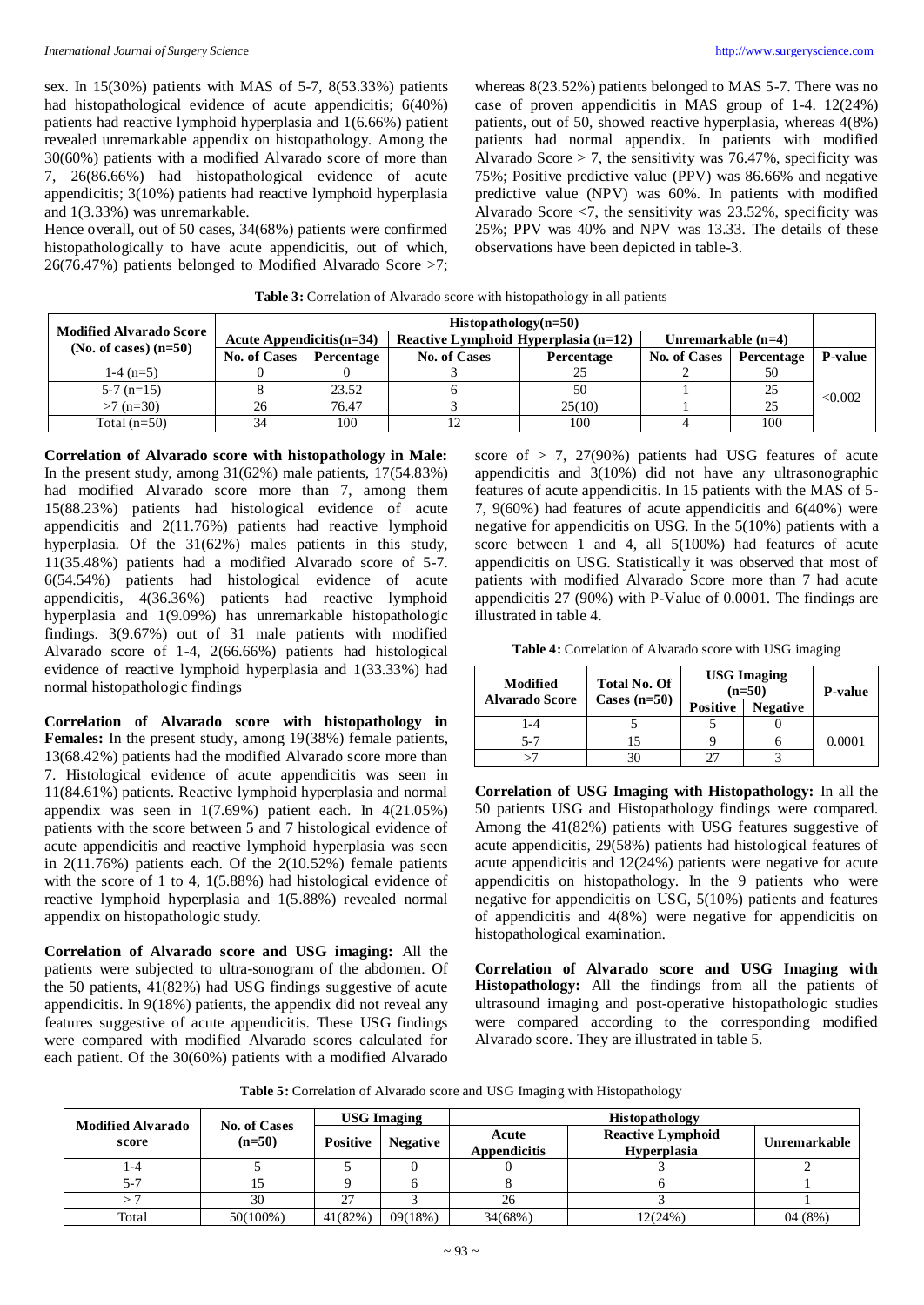sex. In 15(30%) patients with MAS of 5-7, 8(53.33%) patients had histopathological evidence of acute appendicitis; 6(40%) patients had reactive lymphoid hyperplasia and 1(6.66%) patient revealed unremarkable appendix on histopathology. Among the 30(60%) patients with a modified Alvarado score of more than 7, 26(86.66%) had histopathological evidence of acute appendicitis; 3(10%) patients had reactive lymphoid hyperplasia and 1(3.33%) was unremarkable.

Hence overall, out of 50 cases, 34(68%) patients were confirmed histopathologically to have acute appendicitis, out of which, 26(76.47%) patients belonged to Modified Alvarado Score >7; whereas 8(23.52%) patients belonged to MAS 5-7. There was no case of proven appendicitis in MAS group of 1-4. 12(24%) patients, out of 50, showed reactive hyperplasia, whereas 4(8%) patients had normal appendix. In patients with modified Alvarado Score > 7, the sensitivity was 76.47%, specificity was 75%; Positive predictive value (PPV) was 86.66% and negative predictive value (NPV) was 60%. In patients with modified Alvarado Score <7, the sensitivity was 23.52%, specificity was 25%; PPV was 40% and NPV was 13.33. The details of these observations have been depicted in table-3.

**Table 3:** Correlation of Alvarado score with histopathology in all patients

| Modified Alvarado Score (No. of cases) (n=50) | Histopathology(n=50) | | | | | | |
|---|---|---|---|---|---|---|---|
| | Acute Appendicitis(n=34) | | Reactive Lymphoid Hyperplasia (n=12) | | Unremarkable (n=4) | | |
| | No. of Cases | Percentage | No. of Cases | Percentage | No. of Cases | Percentage | P-value |
| 1-4 (n=5) | 0 | 0 | 3 | 25 | 2 | 50 | <0.002 |
| 5-7 (n=15) | 8 | 23.52 | 6 | 50 | 1 | 25 | |
| >7 (n=30) | 26 | 76.47 | 3 | 25(10) | 1 | 25 | |
| Total (n=50) | 34 | 100 | 12 | 100 | 4 | 100 | |

**Correlation of Alvarado score with histopathology in Male:** In the present study, among 31(62%) male patients, 17(54.83%) had modified Alvarado score more than 7, among them 15(88.23%) patients had histological evidence of acute appendicitis and 2(11.76%) patients had reactive lymphoid hyperplasia. Of the 31(62%) males patients in this study, 11(35.48%) patients had a modified Alvarado score of 5-7. 6(54.54%) patients had histological evidence of acute appendicitis, 4(36.36%) patients had reactive lymphoid hyperplasia and 1(9.09%) has unremarkable histopathologic findings. 3(9.67%) out of 31 male patients with modified Alvarado score of 1-4, 2(66.66%) patients had histological evidence of reactive lymphoid hyperplasia and 1(33.33%) had normal histopathologic findings

**Correlation of Alvarado score with histopathology in Females:** In the present study, among 19(38%) female patients, 13(68.42%) patients had the modified Alvarado score more than 7. Histological evidence of acute appendicitis was seen in 11(84.61%) patients. Reactive lymphoid hyperplasia and normal appendix was seen in 1(7.69%) patient each. In 4(21.05%) patients with the score between 5 and 7 histological evidence of acute appendicitis and reactive lymphoid hyperplasia was seen in 2(11.76%) patients each. Of the 2(10.52%) female patients with the score of 1 to 4, 1(5.88%) had histological evidence of reactive lymphoid hyperplasia and 1(5.88%) revealed normal appendix on histopathologic study.

**Correlation of Alvarado score and USG imaging:** All the patients were subjected to ultra-sonogram of the abdomen. Of the 50 patients, 41(82%) had USG findings suggestive of acute appendicitis. In 9(18%) patients, the appendix did not reveal any features suggestive of acute appendicitis. These USG findings were compared with modified Alvarado scores calculated for each patient. Of the 30(60%) patients with a modified Alvarado score of > 7, 27(90%) patients had USG features of acute appendicitis and 3(10%) did not have any ultrasonographic features of acute appendicitis. In 15 patients with the MAS of 5-7, 9(60%) had features of acute appendicitis and 6(40%) were negative for appendicitis on USG. In the 5(10%) patients with a score between 1 and 4, all 5(100%) had features of acute appendicitis on USG. Statistically it was observed that most of patients with modified Alvarado Score more than 7 had acute appendicitis 27 (90%) with P-Value of 0.0001. The findings are illustrated in table 4.

**Table 4:** Correlation of Alvarado score with USG imaging

| Modified Alvarado Score | Total No. Of Cases (n=50) | USG Imaging (n=50) | | P-value |
|---|---|---|---|---|
| | | Positive | Negative | |
| 1-4 | 5 | 5 | 0 | 0.0001 |
| 5-7 | 15 | 9 | 6 | |
| >7 | 30 | 27 | 3 | |

**Correlation of USG Imaging with Histopathology:** In all the 50 patients USG and Histopathology findings were compared. Among the 41(82%) patients with USG features suggestive of acute appendicitis, 29(58%) patients had histological features of acute appendicitis and 12(24%) patients were negative for acute appendicitis on histopathology. In the 9 patients who were negative for appendicitis on USG, 5(10%) patients and features of appendicitis and 4(8%) were negative for appendicitis on histopathological examination.

**Correlation of Alvarado score and USG Imaging with Histopathology:** All the findings from all the patients of ultrasound imaging and post-operative histopathologic studies were compared according to the corresponding modified Alvarado score. They are illustrated in table 5.

**Table 5:** Correlation of Alvarado score and USG Imaging with Histopathology

| Modified Alvarado score | No. of Cases (n=50) | USG Imaging | | Histopathology | | |
|---|---|---|---|---|---|---|
| | | Positive | Negative | Acute Appendicitis | Reactive Lymphoid Hyperplasia | Unremarkable |
| 1-4 | 5 | 5 | 0 | 0 | 3 | 2 |
| 5-7 | 15 | 9 | 6 | 8 | 6 | 1 |
| > 7 | 30 | 27 | 3 | 26 | 3 | 1 |
| Total | 50(100%) | 41(82%) | 09(18%) | 34(68%) | 12(24%) | 04 (8%) |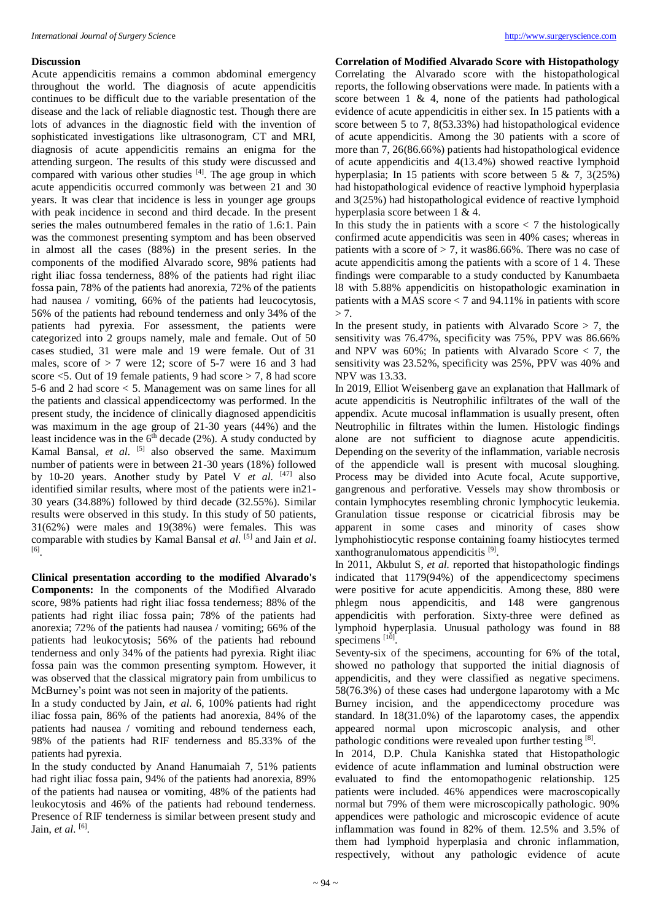## Discussion

Acute appendicitis remains a common abdominal emergency throughout the world. The diagnosis of acute appendicitis continues to be difficult due to the variable presentation of the disease and the lack of reliable diagnostic test. Though there are lots of advances in the diagnostic field with the invention of sophisticated investigations like ultrasonogram, CT and MRI, diagnosis of acute appendicitis remains an enigma for the attending surgeon. The results of this study were discussed and compared with various other studies [4]. The age group in which acute appendicitis occurred commonly was between 21 and 30 years. It was clear that incidence is less in younger age groups with peak incidence in second and third decade. In the present series the males outnumbered females in the ratio of 1.6:1. Pain was the commonest presenting symptom and has been observed in almost all the cases (88%) in the present series. In the components of the modified Alvarado score, 98% patients had right iliac fossa tenderness, 88% of the patients had right iliac fossa pain, 78% of the patients had anorexia, 72% of the patients had nausea / vomiting, 66% of the patients had leucocytosis, 56% of the patients had rebound tenderness and only 34% of the patients had pyrexia. For assessment, the patients were categorized into 2 groups namely, male and female. Out of 50 cases studied, 31 were male and 19 were female. Out of 31 males, score of > 7 were 12; score of 5-7 were 16 and 3 had score <5. Out of 19 female patients, 9 had score > 7, 8 had score 5-6 and 2 had score < 5. Management was on same lines for all the patients and classical appendicectomy was performed. In the present study, the incidence of clinically diagnosed appendicitis was maximum in the age group of 21-30 years (44%) and the least incidence was in the 6th decade (2%). A study conducted by Kamal Bansal, *et al.* [5] also observed the same. Maximum number of patients were in between 21-30 years (18%) followed by 10-20 years. Another study by Patel V *et al.* [47] also identified similar results, where most of the patients were in21-30 years (34.88%) followed by third decade (32.55%). Similar results were observed in this study. In this study of 50 patients, 31(62%) were males and 19(38%) were females. This was comparable with studies by Kamal Bansal *et al.* [5] and Jain *et al*. [6].

**Clinical presentation according to the modified Alvarado's Components:** In the components of the Modified Alvarado score, 98% patients had right iliac fossa tenderness; 88% of the patients had right iliac fossa pain; 78% of the patients had anorexia; 72% of the patients had nausea / vomiting; 66% of the patients had leukocytosis; 56% of the patients had rebound tenderness and only 34% of the patients had pyrexia. Right iliac fossa pain was the common presenting symptom. However, it was observed that the classical migratory pain from umbilicus to McBurney's point was not seen in majority of the patients.

In a study conducted by Jain, *et al.* 6, 100% patients had right iliac fossa pain, 86% of the patients had anorexia, 84% of the patients had nausea / vomiting and rebound tenderness each, 98% of the patients had RIF tenderness and 85.33% of the patients had pyrexia.

In the study conducted by Anand Hanumaiah 7, 51% patients had right iliac fossa pain, 94% of the patients had anorexia, 89% of the patients had nausea or vomiting, 48% of the patients had leukocytosis and 46% of the patients had rebound tenderness. Presence of RIF tenderness is similar between present study and Jain, *et al.* [6].

**Correlation of Modified Alvarado Score with Histopathology**

Correlating the Alvarado score with the histopathological reports, the following observations were made. In patients with a score between 1 & 4, none of the patients had pathological evidence of acute appendicitis in either sex. In 15 patients with a score between 5 to 7, 8(53.33%) had histopathological evidence of acute appendicitis. Among the 30 patients with a score of more than 7, 26(86.66%) patients had histopathological evidence of acute appendicitis and 4(13.4%) showed reactive lymphoid hyperplasia; In 15 patients with score between 5 & 7, 3(25%) had histopathological evidence of reactive lymphoid hyperplasia and 3(25%) had histopathological evidence of reactive lymphoid hyperplasia score between 1 & 4.

In this study the in patients with a score < 7 the histologically confirmed acute appendicitis was seen in 40% cases; whereas in patients with a score of > 7, it was86.66%. There was no case of acute appendicitis among the patients with a score of 1 4. These findings were comparable to a study conducted by Kanumbaeta l8 with 5.88% appendicitis on histopathologic examination in patients with a MAS score < 7 and 94.11% in patients with score > 7.

In the present study, in patients with Alvarado Score > 7, the sensitivity was 76.47%, specificity was 75%, PPV was 86.66% and NPV was 60%; In patients with Alvarado Score < 7, the sensitivity was 23.52%, specificity was 25%, PPV was 40% and NPV was 13.33.

In 2019, Elliot Weisenberg gave an explanation that Hallmark of acute appendicitis is Neutrophilic infiltrates of the wall of the appendix. Acute mucosal inflammation is usually present, often Neutrophilic in filtrates within the lumen. Histologic findings alone are not sufficient to diagnose acute appendicitis. Depending on the severity of the inflammation, variable necrosis of the appendicle wall is present with mucosal sloughing. Process may be divided into Acute focal, Acute supportive, gangrenous and perforative. Vessels may show thrombosis or contain lymphocytes resembling chronic lymphocytic leukemia. Granulation tissue response or cicatricial fibrosis may be apparent in some cases and minority of cases show lymphohistiocytic response containing foamy histiocytes termed xanthogranulomatous appendicitis [9].

In 2011, Akbulut S, *et al.* reported that histopathologic findings indicated that 1179(94%) of the appendicectomy specimens were positive for acute appendicitis. Among these, 880 were phlegm nous appendicitis, and 148 were gangrenous appendicitis with perforation. Sixty-three were defined as lymphoid hyperplasia. Unusual pathology was found in 88 specimens [10].

Seventy-six of the specimens, accounting for 6% of the total, showed no pathology that supported the initial diagnosis of appendicitis, and they were classified as negative specimens. 58(76.3%) of these cases had undergone laparotomy with a Mc Burney incision, and the appendicectomy procedure was standard. In 18(31.0%) of the laparotomy cases, the appendix appeared normal upon microscopic analysis, and other pathologic conditions were revealed upon further testing [8].

In 2014, D.P. Chula Kanishka stated that Histopathologic evidence of acute inflammation and luminal obstruction were evaluated to find the entomopathogenic relationship. 125 patients were included. 46% appendices were macroscopically normal but 79% of them were microscopically pathologic. 90% appendices were pathologic and microscopic evidence of acute inflammation was found in 82% of them. 12.5% and 3.5% of them had lymphoid hyperplasia and chronic inflammation, respectively, without any pathologic evidence of acute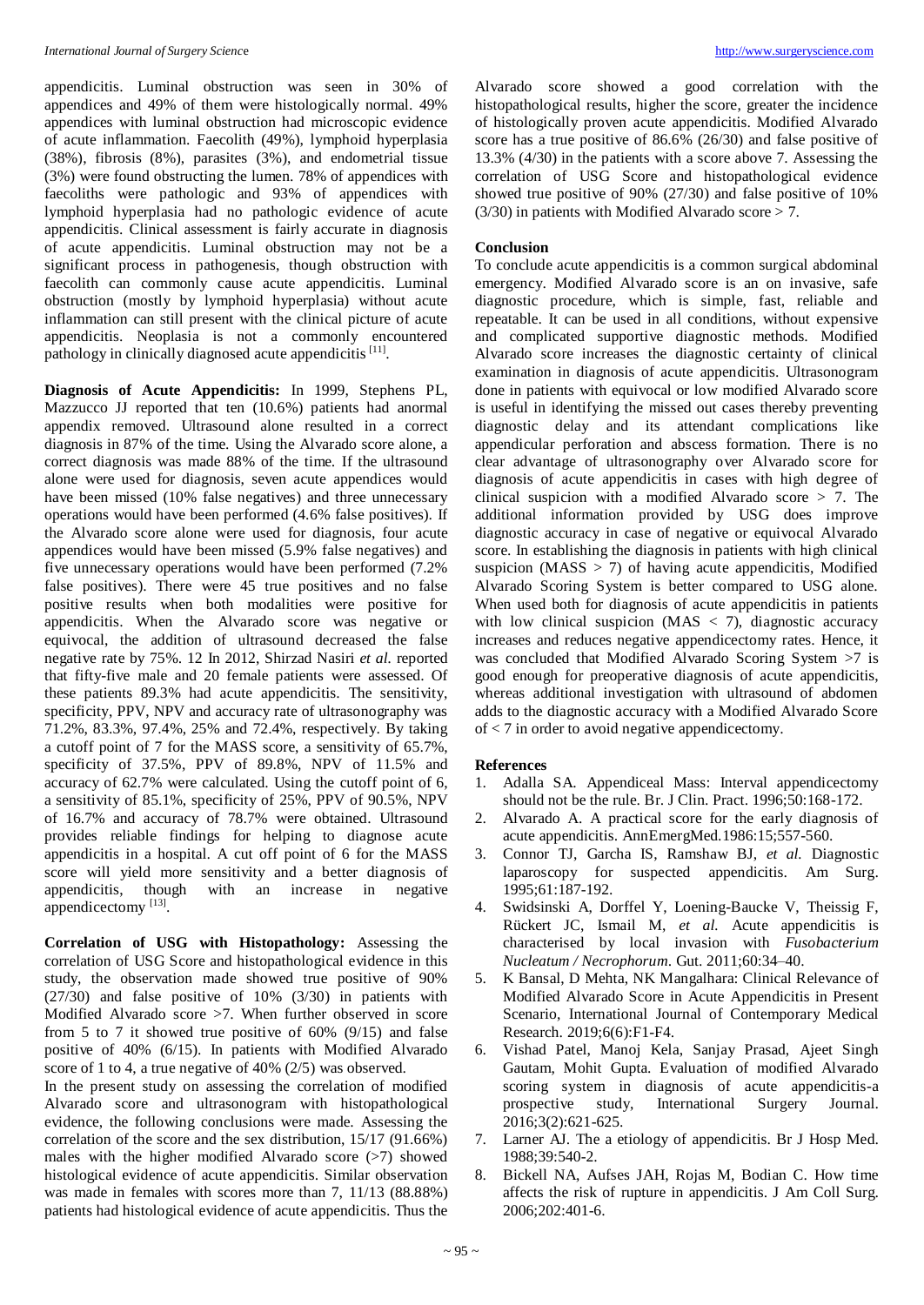appendicitis. Luminal obstruction was seen in 30% of appendices and 49% of them were histologically normal. 49% appendices with luminal obstruction had microscopic evidence of acute inflammation. Faecolith (49%), lymphoid hyperplasia (38%), fibrosis (8%), parasites (3%), and endometrial tissue (3%) were found obstructing the lumen. 78% of appendices with faecoliths were pathologic and 93% of appendices with lymphoid hyperplasia had no pathologic evidence of acute appendicitis. Clinical assessment is fairly accurate in diagnosis of acute appendicitis. Luminal obstruction may not be a significant process in pathogenesis, though obstruction with faecolith can commonly cause acute appendicitis. Luminal obstruction (mostly by lymphoid hyperplasia) without acute inflammation can still present with the clinical picture of acute appendicitis. Neoplasia is not a commonly encountered pathology in clinically diagnosed acute appendicitis [11].

**Diagnosis of Acute Appendicitis:** In 1999, Stephens PL, Mazzucco JJ reported that ten (10.6%) patients had anormal appendix removed. Ultrasound alone resulted in a correct diagnosis in 87% of the time. Using the Alvarado score alone, a correct diagnosis was made 88% of the time. If the ultrasound alone were used for diagnosis, seven acute appendices would have been missed (10% false negatives) and three unnecessary operations would have been performed (4.6% false positives). If the Alvarado score alone were used for diagnosis, four acute appendices would have been missed (5.9% false negatives) and five unnecessary operations would have been performed (7.2% false positives). There were 45 true positives and no false positive results when both modalities were positive for appendicitis. When the Alvarado score was negative or equivocal, the addition of ultrasound decreased the false negative rate by 75%. 12 In 2012, Shirzad Nasiri *et al.* reported that fifty-five male and 20 female patients were assessed. Of these patients 89.3% had acute appendicitis. The sensitivity, specificity, PPV, NPV and accuracy rate of ultrasonography was 71.2%, 83.3%, 97.4%, 25% and 72.4%, respectively. By taking a cutoff point of 7 for the MASS score, a sensitivity of 65.7%, specificity of 37.5%, PPV of 89.8%, NPV of 11.5% and accuracy of 62.7% were calculated. Using the cutoff point of 6, a sensitivity of 85.1%, specificity of 25%, PPV of 90.5%, NPV of 16.7% and accuracy of 78.7% were obtained. Ultrasound provides reliable findings for helping to diagnose acute appendicitis in a hospital. A cut off point of 6 for the MASS score will yield more sensitivity and a better diagnosis of appendicitis, though with an increase in negative appendicectomy [13].

**Correlation of USG with Histopathology:** Assessing the correlation of USG Score and histopathological evidence in this study, the observation made showed true positive of 90% (27/30) and false positive of 10% (3/30) in patients with Modified Alvarado score >7. When further observed in score from 5 to 7 it showed true positive of 60% (9/15) and false positive of 40% (6/15). In patients with Modified Alvarado score of 1 to 4, a true negative of 40% (2/5) was observed.

In the present study on assessing the correlation of modified Alvarado score and ultrasonogram with histopathological evidence, the following conclusions were made. Assessing the correlation of the score and the sex distribution, 15/17 (91.66%) males with the higher modified Alvarado score (>7) showed histological evidence of acute appendicitis. Similar observation was made in females with scores more than 7, 11/13 (88.88%) patients had histological evidence of acute appendicitis. Thus the Alvarado score showed a good correlation with the histopathological results, higher the score, greater the incidence of histologically proven acute appendicitis. Modified Alvarado score has a true positive of 86.6% (26/30) and false positive of 13.3% (4/30) in the patients with a score above 7. Assessing the correlation of USG Score and histopathological evidence showed true positive of 90% (27/30) and false positive of 10% (3/30) in patients with Modified Alvarado score > 7.

## Conclusion

To conclude acute appendicitis is a common surgical abdominal emergency. Modified Alvarado score is an on invasive, safe diagnostic procedure, which is simple, fast, reliable and repeatable. It can be used in all conditions, without expensive and complicated supportive diagnostic methods. Modified Alvarado score increases the diagnostic certainty of clinical examination in diagnosis of acute appendicitis. Ultrasonogram done in patients with equivocal or low modified Alvarado score is useful in identifying the missed out cases thereby preventing diagnostic delay and its attendant complications like appendicular perforation and abscess formation. There is no clear advantage of ultrasonography over Alvarado score for diagnosis of acute appendicitis in cases with high degree of clinical suspicion with a modified Alvarado score > 7. The additional information provided by USG does improve diagnostic accuracy in case of negative or equivocal Alvarado score. In establishing the diagnosis in patients with high clinical suspicion (MASS > 7) of having acute appendicitis, Modified Alvarado Scoring System is better compared to USG alone. When used both for diagnosis of acute appendicitis in patients with low clinical suspicion (MAS < 7), diagnostic accuracy increases and reduces negative appendicectomy rates. Hence, it was concluded that Modified Alvarado Scoring System >7 is good enough for preoperative diagnosis of acute appendicitis, whereas additional investigation with ultrasound of abdomen adds to the diagnostic accuracy with a Modified Alvarado Score of < 7 in order to avoid negative appendicectomy.

## References

1. Adalla SA. Appendiceal Mass: Interval appendicectomy should not be the rule. Br. J Clin. Pract. 1996;50:168-172.
2. Alvarado A. A practical score for the early diagnosis of acute appendicitis. AnnEmergMed.1986:15;557-560.
3. Connor TJ, Garcha IS, Ramshaw BJ, *et al.* Diagnostic laparoscopy for suspected appendicitis. Am Surg. 1995;61:187-192.
4. Swidsinski A, Dorffel Y, Loening-Baucke V, Theissig F, Rückert JC, Ismail M, *et al.* Acute appendicitis is characterised by local invasion with *Fusobacterium Nucleatum / Necrophorum*. Gut. 2011;60:34–40.
5. K Bansal, D Mehta, NK Mangalhara: Clinical Relevance of Modified Alvarado Score in Acute Appendicitis in Present Scenario, International Journal of Contemporary Medical Research. 2019;6(6):F1-F4.
6. Vishad Patel, Manoj Kela, Sanjay Prasad, Ajeet Singh Gautam, Mohit Gupta. Evaluation of modified Alvarado scoring system in diagnosis of acute appendicitis-a prospective study, International Surgery Journal. 2016;3(2):621-625.
7. Larner AJ. The a etiology of appendicitis. Br J Hosp Med. 1988;39:540-2.
8. Bickell NA, Aufses JAH, Rojas M, Bodian C. How time affects the risk of rupture in appendicitis. J Am Coll Surg. 2006;202:401-6.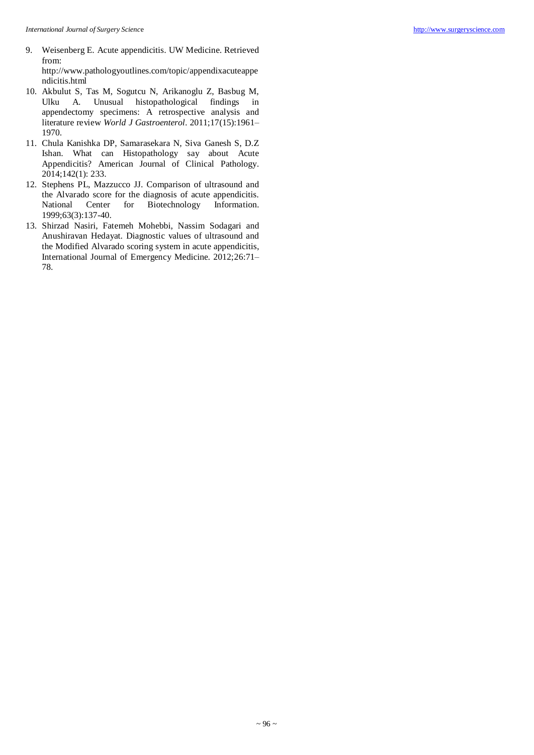9. Weisenberg E. Acute appendicitis. UW Medicine. Retrieved from: http://www.pathologyoutlines.com/topic/appendixacuteappendicitis.html
10. Akbulut S, Tas M, Sogutcu N, Arikanoglu Z, Basbug M, Ulku A. Unusual histopathological findings in appendectomy specimens: A retrospective analysis and literature review *World J Gastroenterol*. 2011;17(15):1961–1970.
11. Chula Kanishka DP, Samarasekara N, Siva Ganesh S, D.Z Ishan. What can Histopathology say about Acute Appendicitis? American Journal of Clinical Pathology. 2014;142(1): 233.
12. Stephens PL, Mazzucco JJ. Comparison of ultrasound and the Alvarado score for the diagnosis of acute appendicitis. National Center for Biotechnology Information. 1999;63(3):137-40.
13. Shirzad Nasiri, Fatemeh Mohebbi, Nassim Sodagari and Anushiravan Hedayat. Diagnostic values of ultrasound and the Modified Alvarado scoring system in acute appendicitis, International Journal of Emergency Medicine. 2012;26:71–78.